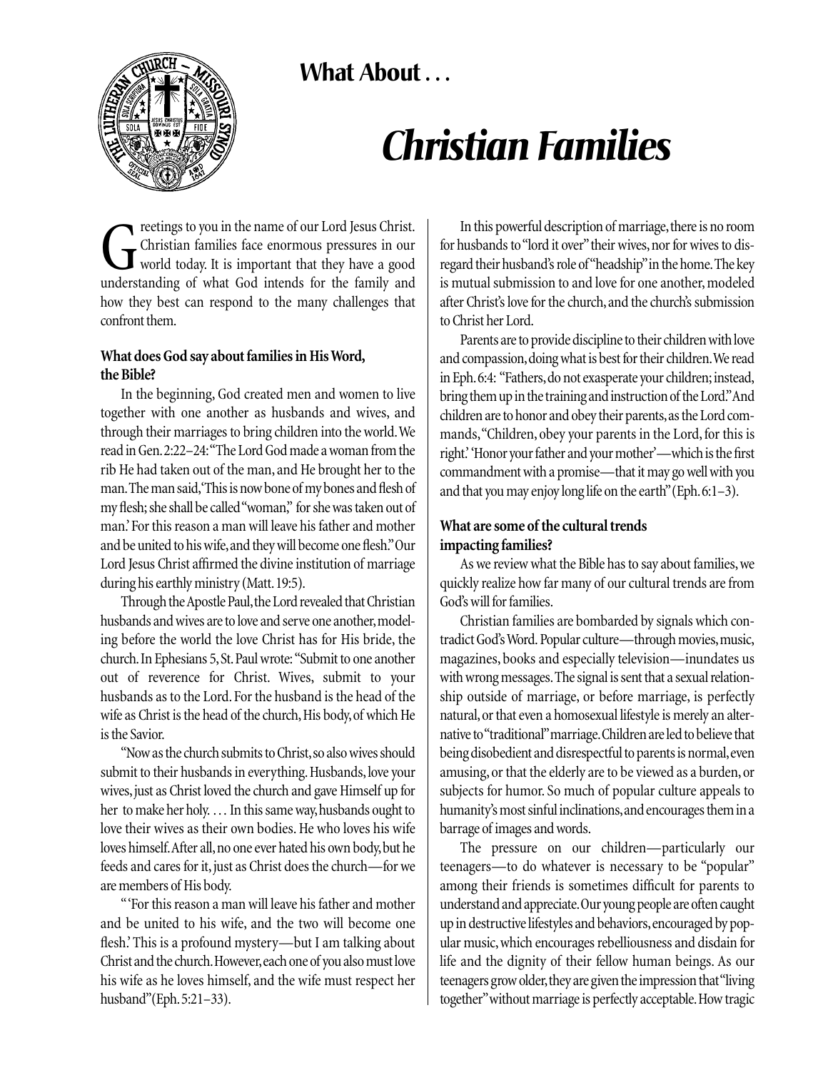**What About . . .**

# *Christian Families*

Greetings to you in the name of our Lord Jesus Christ. Christian families face enormous pressures in our world today. It is important that they have a good understanding of what God intends for the family and how they best can respond to the many challenges that confront them.

### What does God say about families in His Word, the Bible?

In the beginning, God created men and women to live together with one another as husbands and wives, and through their marriages to bring children into the world. We read in Gen. 2:22–24: "The Lord God made a woman from the rib He had taken out of the man, and He brought her to the man. The man said, 'This is now bone of my bones and flesh of my flesh; she shall be called "woman," for she was taken out of man.' For this reason a man will leave his father and mother and be united to his wife, and they will become one flesh." Our Lord Jesus Christ affirmed the divine institution of marriage during his earthly ministry (Matt. 19:5).

Through the Apostle Paul, the Lord revealed that Christian husbands and wives are to love and serve one another, modeling before the world the love Christ has for His bride, the church. In Ephesians 5, St. Paul wrote: "Submit to one another out of reverence for Christ. Wives, submit to your husbands as to the Lord. For the husband is the head of the wife as Christ is the head of the church, His body, of which He is the Savior.

"Now as the church submits to Christ, so also wives should submit to their husbands in everything. Husbands, love your wives, just as Christ loved the church and gave Himself up for her to make her holy. . . . In this same way, husbands ought to love their wives as their own bodies. He who loves his wife loves himself. After all, no one ever hated his own body, but he feeds and cares for it, just as Christ does the church—for we are members of His body.

"'For this reason a man will leave his father and mother and be united to his wife, and the two will become one flesh.' This is a profound mystery—but I am talking about Christ and the church. However, each one of you also must love his wife as he loves himself, and the wife must respect her husband" (Eph. 5:21–33).

In this powerful description of marriage, there is no room for husbands to "lord it over" their wives, nor for wives to disregard their husband's role of "headship" in the home. The key is mutual submission to and love for one another, modeled after Christ's love for the church, and the church's submission to Christ her Lord.

Parents are to provide discipline to their children with love and compassion, doing what is best for their children. We read in Eph. 6:4: "Fathers, do not exasperate your children; instead, bring them up in the training and instruction of the Lord." And children are to honor and obey their parents, as the Lord commands, "Children, obey your parents in the Lord, for this is right.' 'Honor your father and your mother'—which is the first commandment with a promise—that it may go well with you and that you may enjoy long life on the earth" (Eph. 6:1–3).

### What are some of the cultural trends impacting families?

As we review what the Bible has to say about families, we quickly realize how far many of our cultural trends are from God's will for families.

Christian families are bombarded by signals which contradict God's Word. Popular culture—through movies, music, magazines, books and especially television—inundates us with wrong messages. The signal is sent that a sexual relationship outside of marriage, or before marriage, is perfectly natural, or that even a homosexual lifestyle is merely an alternative to "traditional" marriage. Children are led to believe that being disobedient and disrespectful to parents is normal, even amusing, or that the elderly are to be viewed as a burden, or subjects for humor. So much of popular culture appeals to humanity's most sinful inclinations, and encourages them in a barrage of images and words.

The pressure on our children—particularly our teenagers—to do whatever is necessary to be "popular" among their friends is sometimes difficult for parents to understand and appreciate. Our young people are often caught up in destructive lifestyles and behaviors, encouraged by popular music, which encourages rebelliousness and disdain for life and the dignity of their fellow human beings. As our teenagers grow older, they are given the impression that "living together" without marriage is perfectly acceptable. How tragic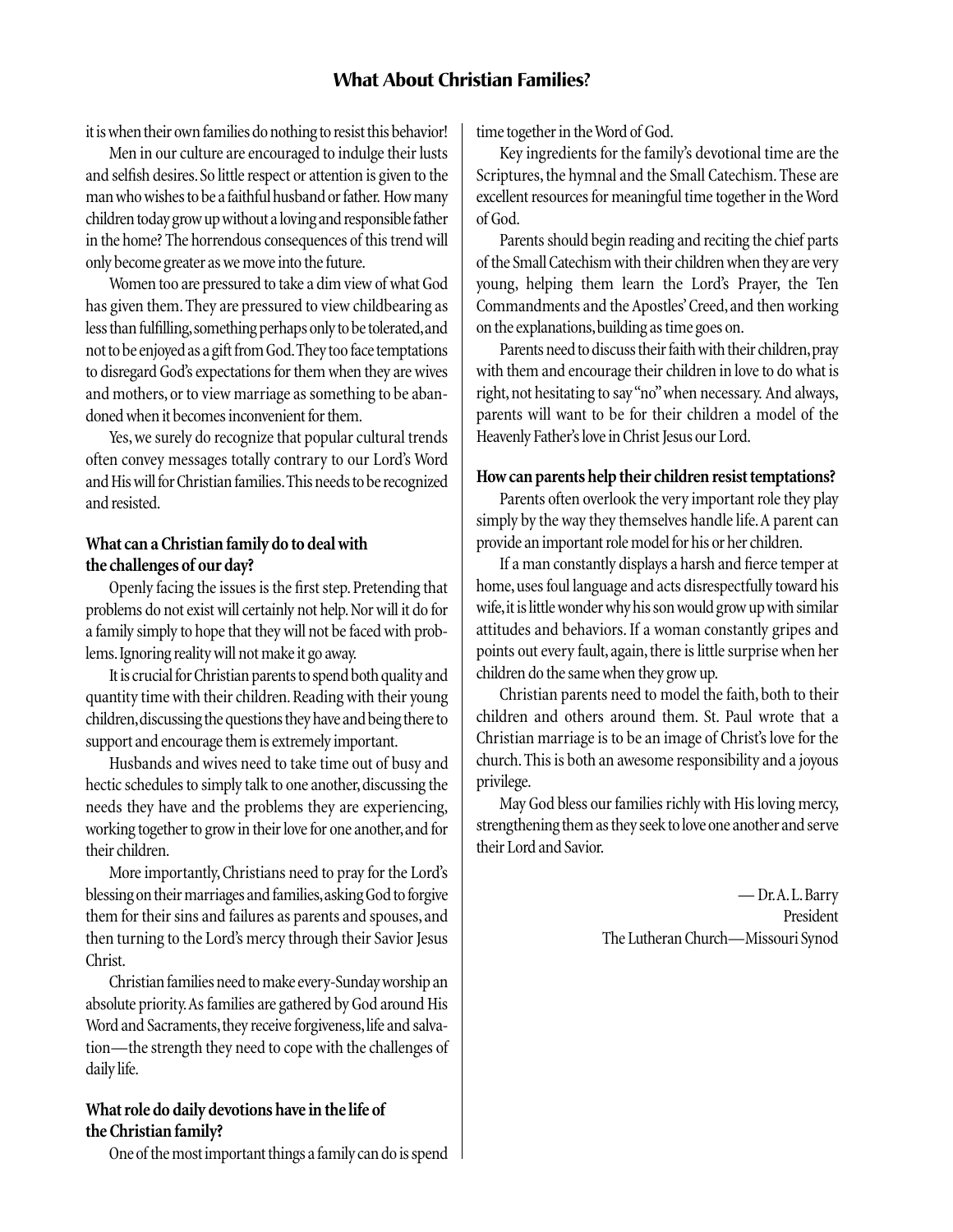it is when their own families do nothing to resist this behavior!

Men in our culture are encouraged to indulge their lusts and selfish desires. So little respect or attention is given to the man who wishes to be a faithful husband or father. How many children today grow up without a loving and responsible father in the home? The horrendous consequences of this trend will only become greater as we move into the future.

Women too are pressured to take a dim view of what God has given them. They are pressured to view childbearing as less than fulfilling, something perhaps only to be tolerated, and not to be enjoyed as a gift from God. They too face temptations to disregard God's expectations for them when they are wives and mothers, or to view marriage as something to be abandoned when it becomes inconvenient for them.

Yes, we surely do recognize that popular cultural trends often convey messages totally contrary to our Lord's Word and His will for Christian families. This needs to be recognized and resisted.

**What can a Christian family do to deal with the challenges of our day?**

Openly facing the issues is the first step. Pretending that problems do not exist will certainly not help. Nor will it do for a family simply to hope that they will not be faced with problems. Ignoring reality will not make it go away.

It is crucial for Christian parents to spend both quality and quantity time with their children. Reading with their young children, discussing the questions they have and being there to support and encourage them is extremely important.

Husbands and wives need to take time out of busy and hectic schedules to simply talk to one another, discussing the needs they have and the problems they are experiencing, working together to grow in their love for one another, and for their children.

More importantly, Christians need to pray for the Lord's blessing on their marriages and families, asking God to forgive them for their sins and failures as parents and spouses, and then turning to the Lord's mercy through their Savior Jesus Christ.

Christian families need to make every-Sunday worship an absolute priority. As families are gathered by God around His Word and Sacraments, they receive forgiveness, life and salvation—the strength they need to cope with the challenges of daily life.

**What role do daily devotions have in the life of the Christian family?**

One of the most important things a family can do is spend time together in the Word of God.

Key ingredients for the family's devotional time are the Scriptures, the hymnal and the Small Catechism. These are excellent resources for meaningful time together in the Word of God.

Parents should begin reading and reciting the chief parts of the Small Catechism with their children when they are very young, helping them learn the Lord's Prayer, the Ten Commandments and the Apostles' Creed, and then working on the explanations, building as time goes on.

Parents need to discuss their faith with their children, pray with them and encourage their children in love to do what is right, not hesitating to say "no" when necessary. And always, parents will want to be for their children a model of the Heavenly Father's love in Christ Jesus our Lord.

**How can parents help their children resist temptations?**

Parents often overlook the very important role they play simply by the way they themselves handle life. A parent can provide an important role model for his or her children.

If a man constantly displays a harsh and fierce temper at home, uses foul language and acts disrespectfully toward his wife, it is little wonder why his son would grow up with similar attitudes and behaviors. If a woman constantly gripes and points out every fault, again, there is little surprise when her children do the same when they grow up.

Christian parents need to model the faith, both to their children and others around them. St. Paul wrote that a Christian marriage is to be an image of Christ's love for the church. This is both an awesome responsibility and a joyous privilege.

May God bless our families richly with His loving mercy, strengthening them as they seek to love one another and serve their Lord and Savior.

— Dr. A. L. Barry
President
The Lutheran Church—Missouri Synod